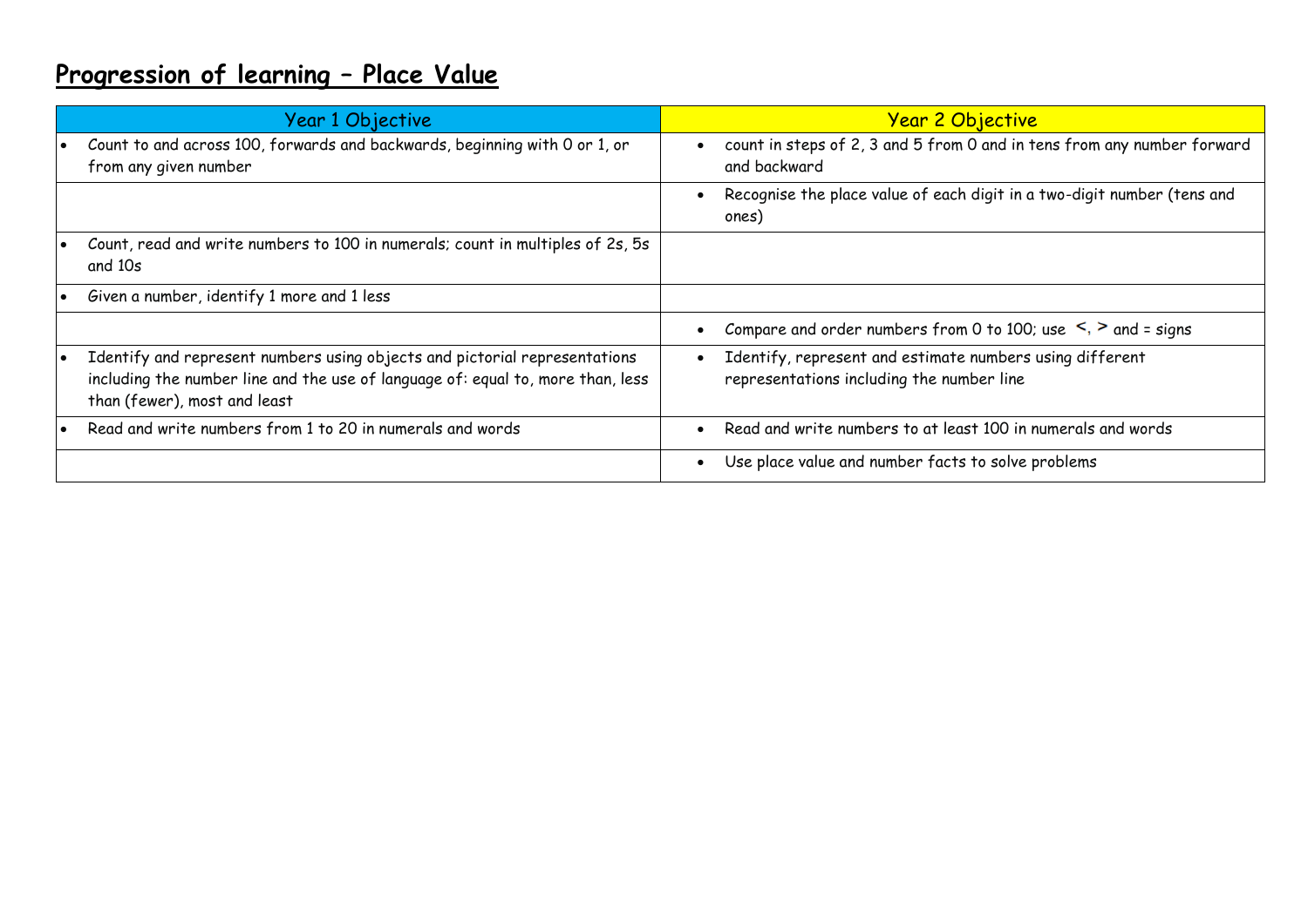# Progression of learning – Place Value

| Year 1 Objective | Year 2 Objective |
| --- | --- |
| • Count to and across 100, forwards and backwards, beginning with 0 or 1, or from any given number | • count in steps of 2, 3 and 5 from 0 and in tens from any number forward and backward |
| | • Recognise the place value of each digit in a two-digit number (tens and ones) |
| • Count, read and write numbers to 100 in numerals; count in multiples of 2s, 5s and 10s | |
| • Given a number, identify 1 more and 1 less | |
| | • Compare and order numbers from 0 to 100; use <, > and = signs |
| • Identify and represent numbers using objects and pictorial representations including the number line and the use of language of: equal to, more than, less than (fewer), most and least | • Identify, represent and estimate numbers using different representations including the number line |
| • Read and write numbers from 1 to 20 in numerals and words | • Read and write numbers to at least 100 in numerals and words |
| | • Use place value and number facts to solve problems |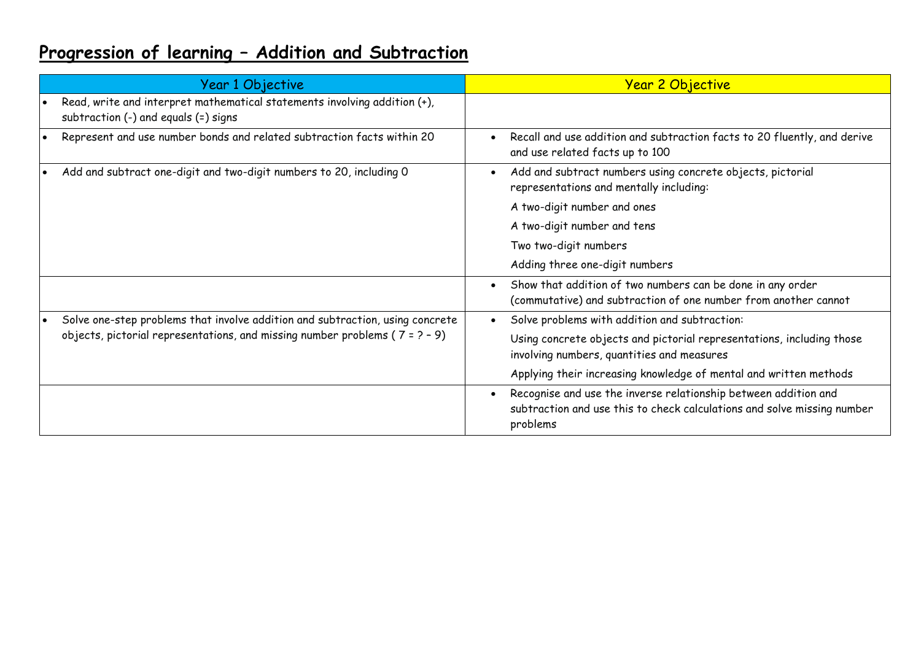# Progression of learning – Addition and Subtraction

| Year 1 Objective | Year 2 Objective |
|---|---|
| • Read, write and interpret mathematical statements involving addition (+), subtraction (-) and equals (=) signs | |
| • Represent and use number bonds and related subtraction facts within 20 | • Recall and use addition and subtraction facts to 20 fluently, and derive and use related facts up to 100 |
| • Add and subtract one-digit and two-digit numbers to 20, including 0 | • Add and subtract numbers using concrete objects, pictorial representations and mentally including:<br>A two-digit number and ones<br>A two-digit number and tens<br>Two two-digit numbers<br>Adding three one-digit numbers |
| | • Show that addition of two numbers can be done in any order (commutative) and subtraction of one number from another cannot |
| • Solve one-step problems that involve addition and subtraction, using concrete objects, pictorial representations, and missing number problems ( 7 = ? – 9) | • Solve problems with addition and subtraction:<br>Using concrete objects and pictorial representations, including those involving numbers, quantities and measures<br>Applying their increasing knowledge of mental and written methods |
| | • Recognise and use the inverse relationship between addition and subtraction and use this to check calculations and solve missing number problems |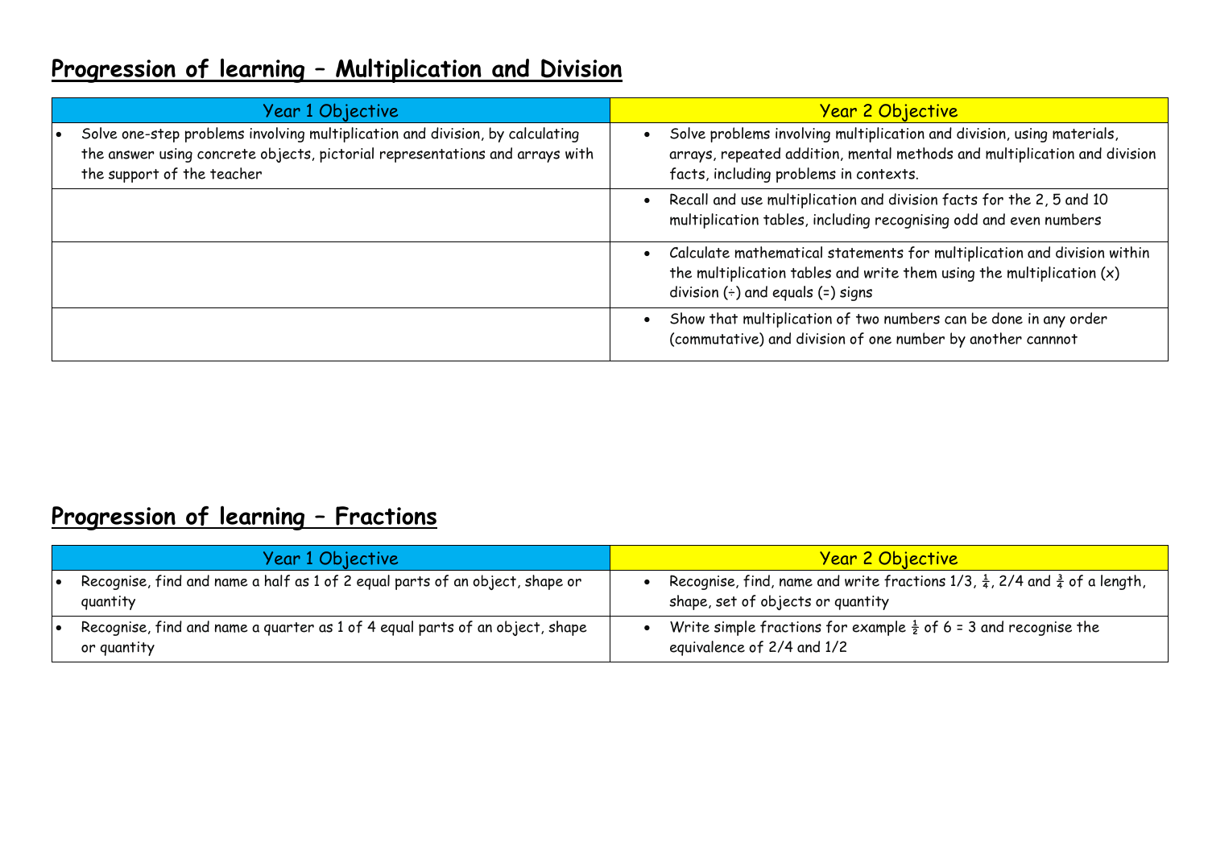## Progression of learning – Multiplication and Division

| Year 1 Objective | Year 2 Objective |
|---|---|
| • Solve one-step problems involving multiplication and division, by calculating the answer using concrete objects, pictorial representations and arrays with the support of the teacher | • Solve problems involving multiplication and division, using materials, arrays, repeated addition, mental methods and multiplication and division facts, including problems in contexts. |
| | • Recall and use multiplication and division facts for the 2, 5 and 10 multiplication tables, including recognising odd and even numbers |
| | • Calculate mathematical statements for multiplication and division within the multiplication tables and write them using the multiplication (x) division (÷) and equals (=) signs |
| | • Show that multiplication of two numbers can be done in any order (commutative) and division of one number by another cannnot |

## Progression of learning – Fractions

| Year 1 Objective | Year 2 Objective |
|---|---|
| • Recognise, find and name a half as 1 of 2 equal parts of an object, shape or quantity | • Recognise, find, name and write fractions 1/3, $\frac{1}{4}$, 2/4 and $\frac{3}{4}$ of a length, shape, set of objects or quantity |
| • Recognise, find and name a quarter as 1 of 4 equal parts of an object, shape or quantity | • Write simple fractions for example $\frac{1}{2}$ of 6 = 3 and recognise the equivalence of 2/4 and 1/2 |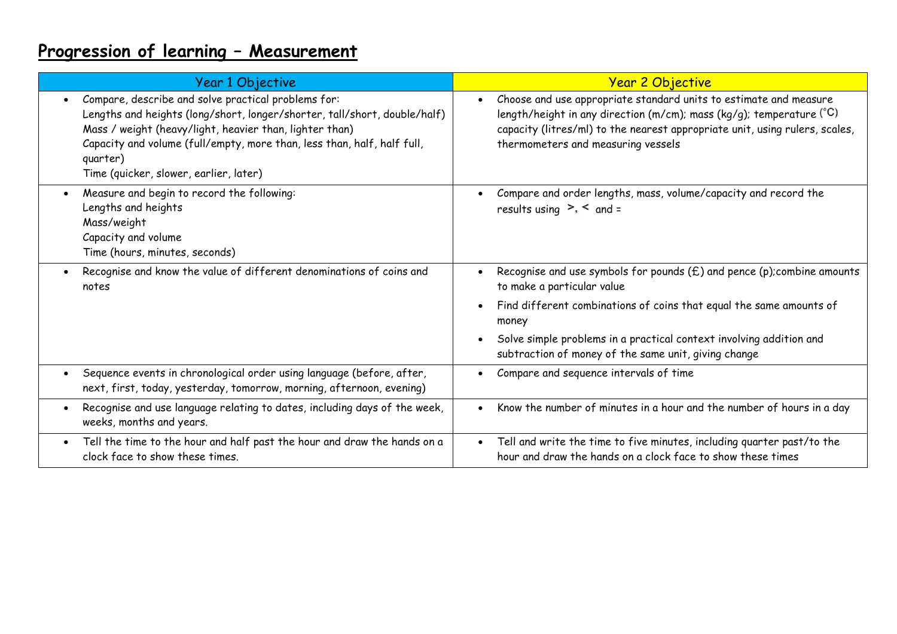# Progression of learning – Measurement

| Year 1 Objective | Year 2 Objective |
|---|---|
| • Compare, describe and solve practical problems for:<br>Lengths and heights (long/short, longer/shorter, tall/short, double/half)<br>Mass / weight (heavy/light, heavier than, lighter than)<br>Capacity and volume (full/empty, more than, less than, half, half full, quarter)<br>Time (quicker, slower, earlier, later) | • Choose and use appropriate standard units to estimate and measure length/height in any direction (m/cm); mass (kg/g); temperature (°C) capacity (litres/ml) to the nearest appropriate unit, using rulers, scales, thermometers and measuring vessels |
| • Measure and begin to record the following:<br>Lengths and heights<br>Mass/weight<br>Capacity and volume<br>Time (hours, minutes, seconds) | • Compare and order lengths, mass, volume/capacity and record the results using >, < and = |
| • Recognise and know the value of different denominations of coins and notes | • Recognise and use symbols for pounds (£) and pence (p);combine amounts to make a particular value<br>• Find different combinations of coins that equal the same amounts of money<br>• Solve simple problems in a practical context involving addition and subtraction of money of the same unit, giving change |
| • Sequence events in chronological order using language (before, after, next, first, today, yesterday, tomorrow, morning, afternoon, evening) | • Compare and sequence intervals of time |
| • Recognise and use language relating to dates, including days of the week, weeks, months and years. | • Know the number of minutes in a hour and the number of hours in a day |
| • Tell the time to the hour and half past the hour and draw the hands on a clock face to show these times. | • Tell and write the time to five minutes, including quarter past/to the hour and draw the hands on a clock face to show these times |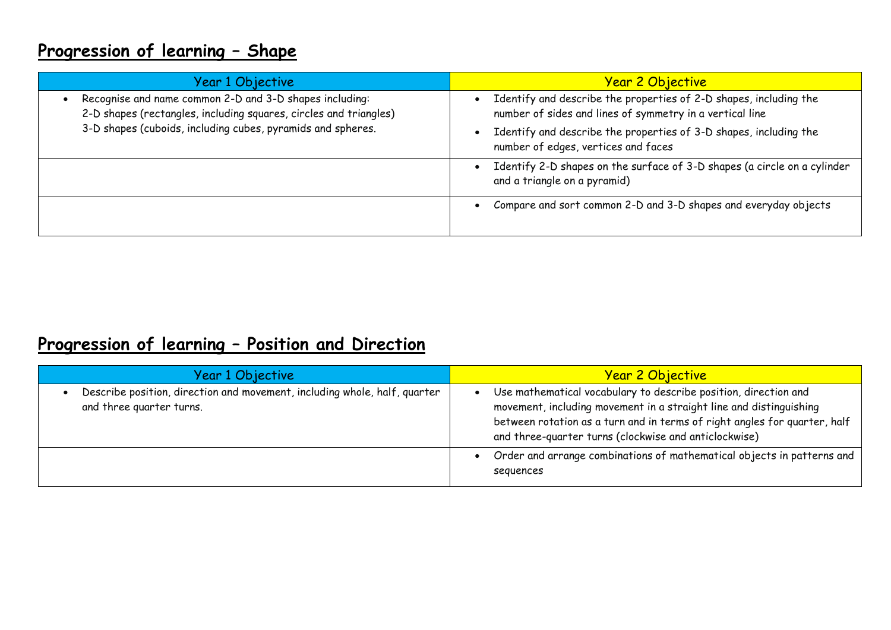# Progression of learning – Shape

| Year 1 Objective | Year 2 Objective |
|---|---|
| • Recognise and name common 2-D and 3-D shapes including: 2-D shapes (rectangles, including squares, circles and triangles) 3-D shapes (cuboids, including cubes, pyramids and spheres. | • Identify and describe the properties of 2-D shapes, including the number of sides and lines of symmetry in a vertical line<br>• Identify and describe the properties of 3-D shapes, including the number of edges, vertices and faces |
| | • Identify 2-D shapes on the surface of 3-D shapes (a circle on a cylinder and a triangle on a pyramid) |
| | • Compare and sort common 2-D and 3-D shapes and everyday objects |

# Progression of learning – Position and Direction

| Year 1 Objective | Year 2 Objective |
|---|---|
| • Describe position, direction and movement, including whole, half, quarter and three quarter turns. | • Use mathematical vocabulary to describe position, direction and movement, including movement in a straight line and distinguishing between rotation as a turn and in terms of right angles for quarter, half and three-quarter turns (clockwise and anticlockwise) |
| | • Order and arrange combinations of mathematical objects in patterns and sequences |